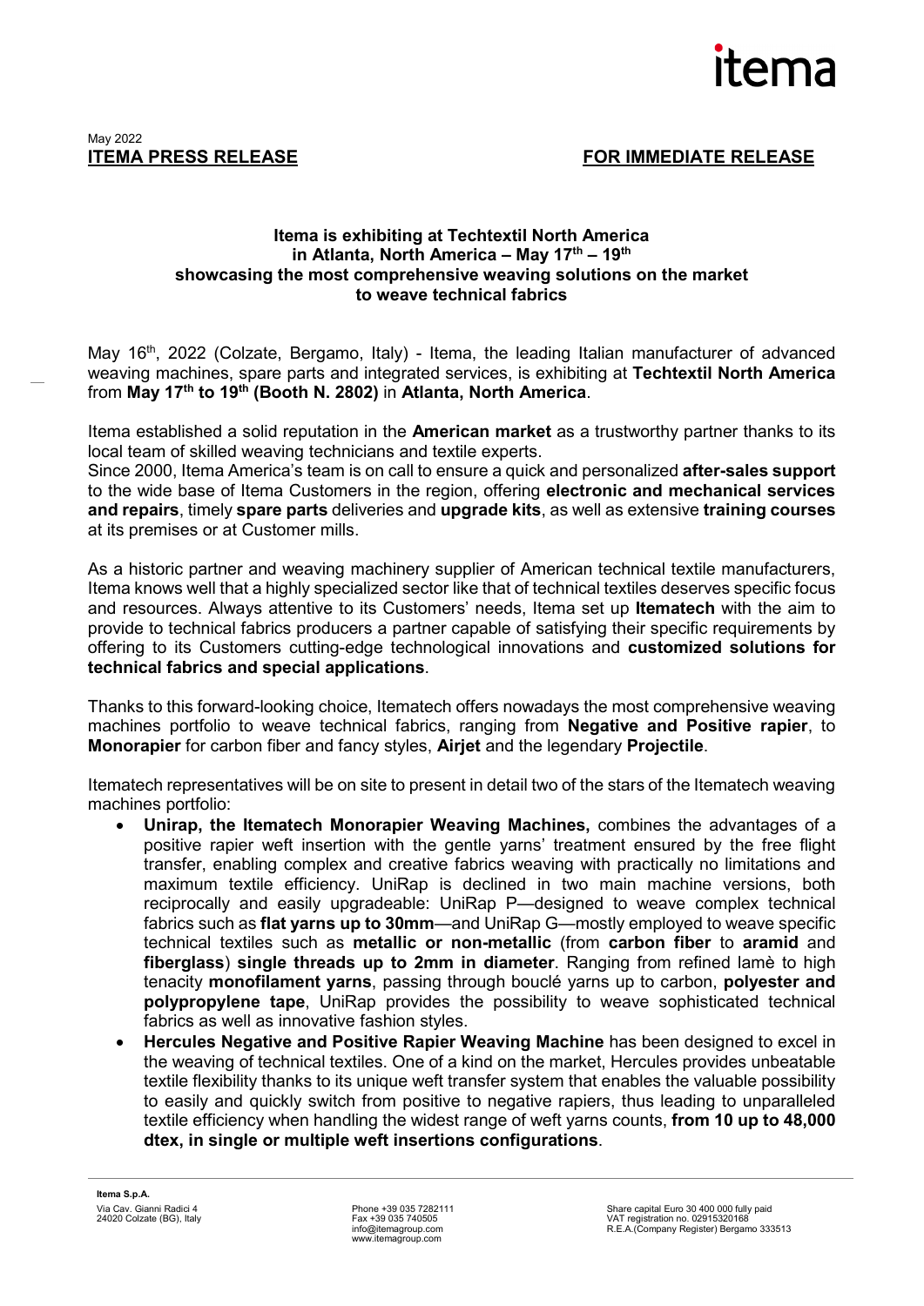May 2022

**ITEMA PRESS RELEASE** **FOR IMMEDIATE RELEASE**

## Itema is exhibiting at Techtextil North America in Atlanta, North America – May 17th – 19th showcasing the most comprehensive weaving solutions on the market to weave technical fabrics

May 16th, 2022 (Colzate, Bergamo, Italy) - Itema, the leading Italian manufacturer of advanced weaving machines, spare parts and integrated services, is exhibiting at **Techtextil North America** from **May 17th to 19th (Booth N. 2802)** in **Atlanta, North America**.

Itema established a solid reputation in the **American market** as a trustworthy partner thanks to its local team of skilled weaving technicians and textile experts.
Since 2000, Itema America's team is on call to ensure a quick and personalized **after-sales support** to the wide base of Itema Customers in the region, offering **electronic and mechanical services and repairs**, timely **spare parts** deliveries and **upgrade kits**, as well as extensive **training courses** at its premises or at Customer mills.

As a historic partner and weaving machinery supplier of American technical textile manufacturers, Itema knows well that a highly specialized sector like that of technical textiles deserves specific focus and resources. Always attentive to its Customers' needs, Itema set up **Itematech** with the aim to provide to technical fabrics producers a partner capable of satisfying their specific requirements by offering to its Customers cutting-edge technological innovations and **customized solutions for technical fabrics and special applications**.

Thanks to this forward-looking choice, Itematech offers nowadays the most comprehensive weaving machines portfolio to weave technical fabrics, ranging from **Negative and Positive rapier**, to **Monorapier** for carbon fiber and fancy styles, **Airjet** and the legendary **Projectile**.

Itematech representatives will be on site to present in detail two of the stars of the Itematech weaving machines portfolio:

- **Unirap, the Itematech Monorapier Weaving Machines,** combines the advantages of a positive rapier weft insertion with the gentle yarns' treatment ensured by the free flight transfer, enabling complex and creative fabrics weaving with practically no limitations and maximum textile efficiency. UniRap is declined in two main machine versions, both reciprocally and easily upgradeable: UniRap P—designed to weave complex technical fabrics such as **flat yarns up to 30mm**—and UniRap G—mostly employed to weave specific technical textiles such as **metallic or non-metallic** (from **carbon fiber** to **aramid** and **fiberglass**) **single threads up to 2mm in diameter**. Ranging from refined lamè to high tenacity **monofilament yarns**, passing through bouclé yarns up to carbon, **polyester and polypropylene tape**, UniRap provides the possibility to weave sophisticated technical fabrics as well as innovative fashion styles.
- **Hercules Negative and Positive Rapier Weaving Machine** has been designed to excel in the weaving of technical textiles. One of a kind on the market, Hercules provides unbeatable textile flexibility thanks to its unique weft transfer system that enables the valuable possibility to easily and quickly switch from positive to negative rapiers, thus leading to unparalleled textile efficiency when handling the widest range of weft yarns counts, **from 10 up to 48,000 dtex, in single or multiple weft insertions configurations**.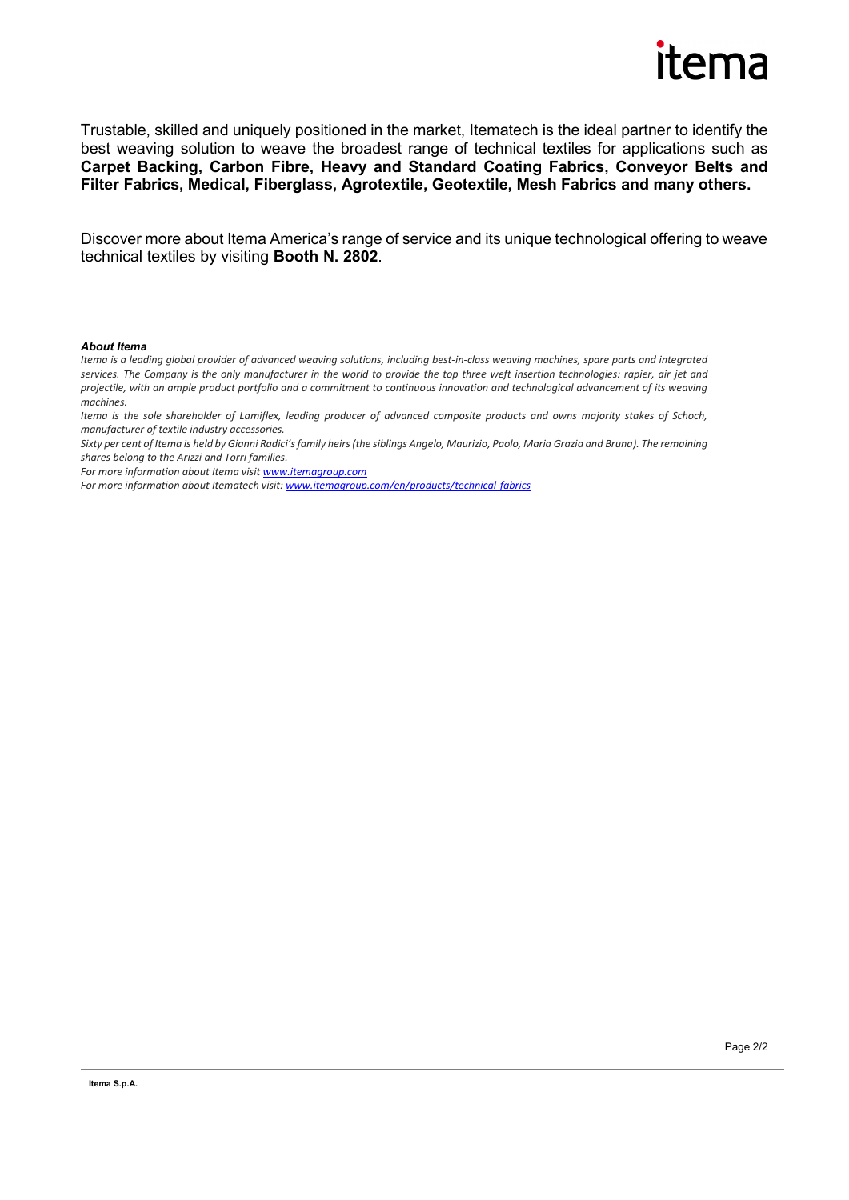Trustable, skilled and uniquely positioned in the market, Itematech is the ideal partner to identify the best weaving solution to weave the broadest range of technical textiles for applications such as **Carpet Backing, Carbon Fibre, Heavy and Standard Coating Fabrics, Conveyor Belts and Filter Fabrics, Medical, Fiberglass, Agrotextile, Geotextile, Mesh Fabrics and many others.**

Discover more about Itema America's range of service and its unique technological offering to weave technical textiles by visiting **Booth N. 2802**.

***About Itema***

*Itema is a leading global provider of advanced weaving solutions, including best-in-class weaving machines, spare parts and integrated services. The Company is the only manufacturer in the world to provide the top three weft insertion technologies: rapier, air jet and projectile, with an ample product portfolio and a commitment to continuous innovation and technological advancement of its weaving machines.*

*Itema is the sole shareholder of Lamiflex, leading producer of advanced composite products and owns majority stakes of Schoch, manufacturer of textile industry accessories.*

*Sixty per cent of Itema is held by Gianni Radici's family heirs (the siblings Angelo, Maurizio, Paolo, Maria Grazia and Bruna). The remaining shares belong to the Arizzi and Torri families.*

*For more information about Itema visit [www.itemagroup.com](http://www.itemagroup.com)*

*For more information about Itematech visit: [www.itemagroup.com/en/products/technical-fabrics](http://www.itemagroup.com/en/products/technical-fabrics)*

**Itema S.p.A.**